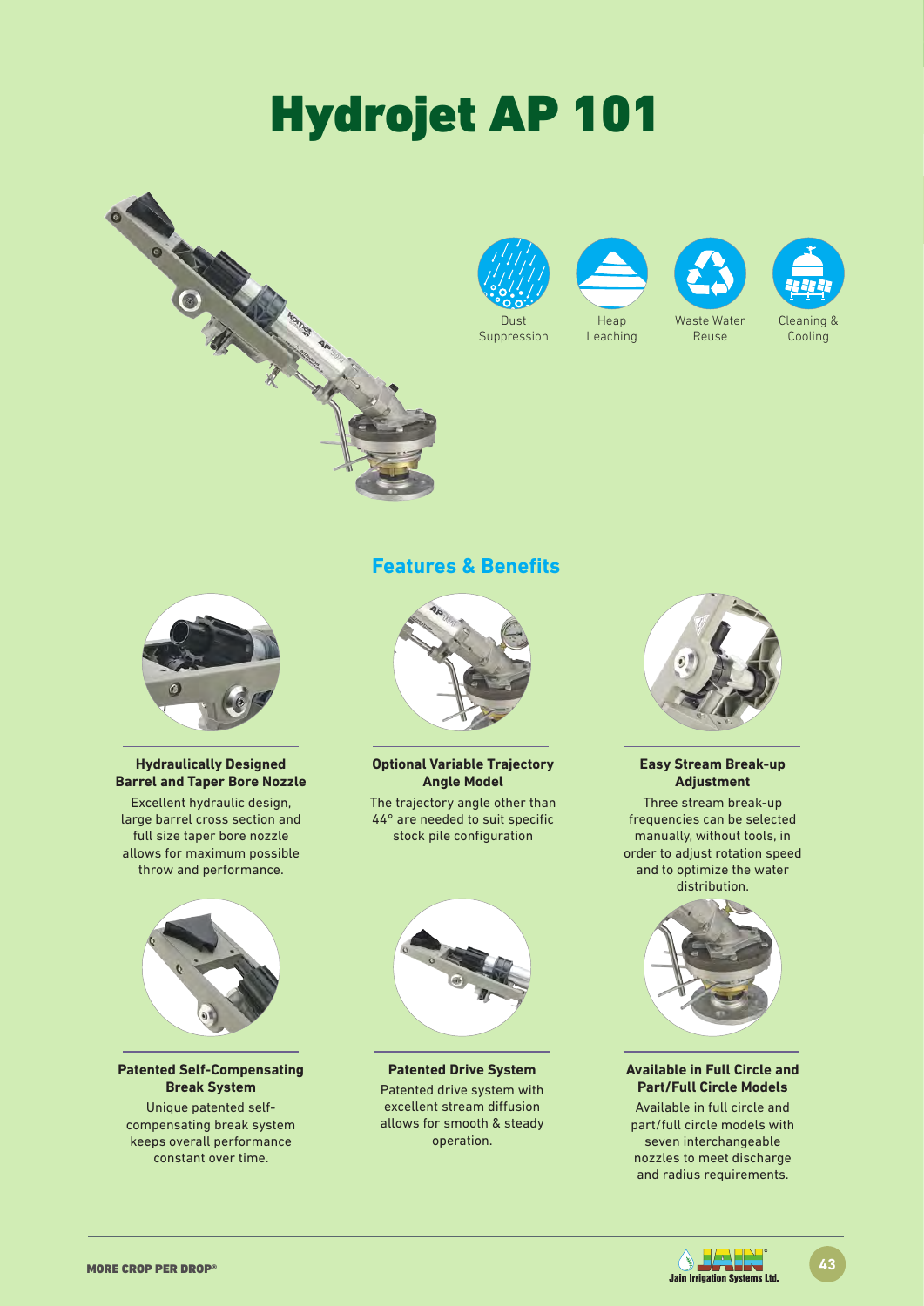# Hydrojet AP 101

Dust Suppression

Heap Leaching

Waste Water Reuse

Cleaning & Cooling

## Features & Benefits

**Hydraulically Designed Barrel and Taper Bore Nozzle**

Excellent hydraulic design, large barrel cross section and full size taper bore nozzle allows for maximum possible throw and performance.

**Optional Variable Trajectory Angle Model**

The trajectory angle other than 44° are needed to suit specific stock pile configuration

**Easy Stream Break-up Adjustment**

Three stream break-up frequencies can be selected manually, without tools, in order to adjust rotation speed and to optimize the water distribution.

**Patented Self-Compensating Break System**

Unique patented self-compensating break system keeps overall performance constant over time.

**Patented Drive System**

Patented drive system with excellent stream diffusion allows for smooth & steady operation.

**Available in Full Circle and Part/Full Circle Models**

Available in full circle and part/full circle models with seven interchangeable nozzles to meet discharge and radius requirements.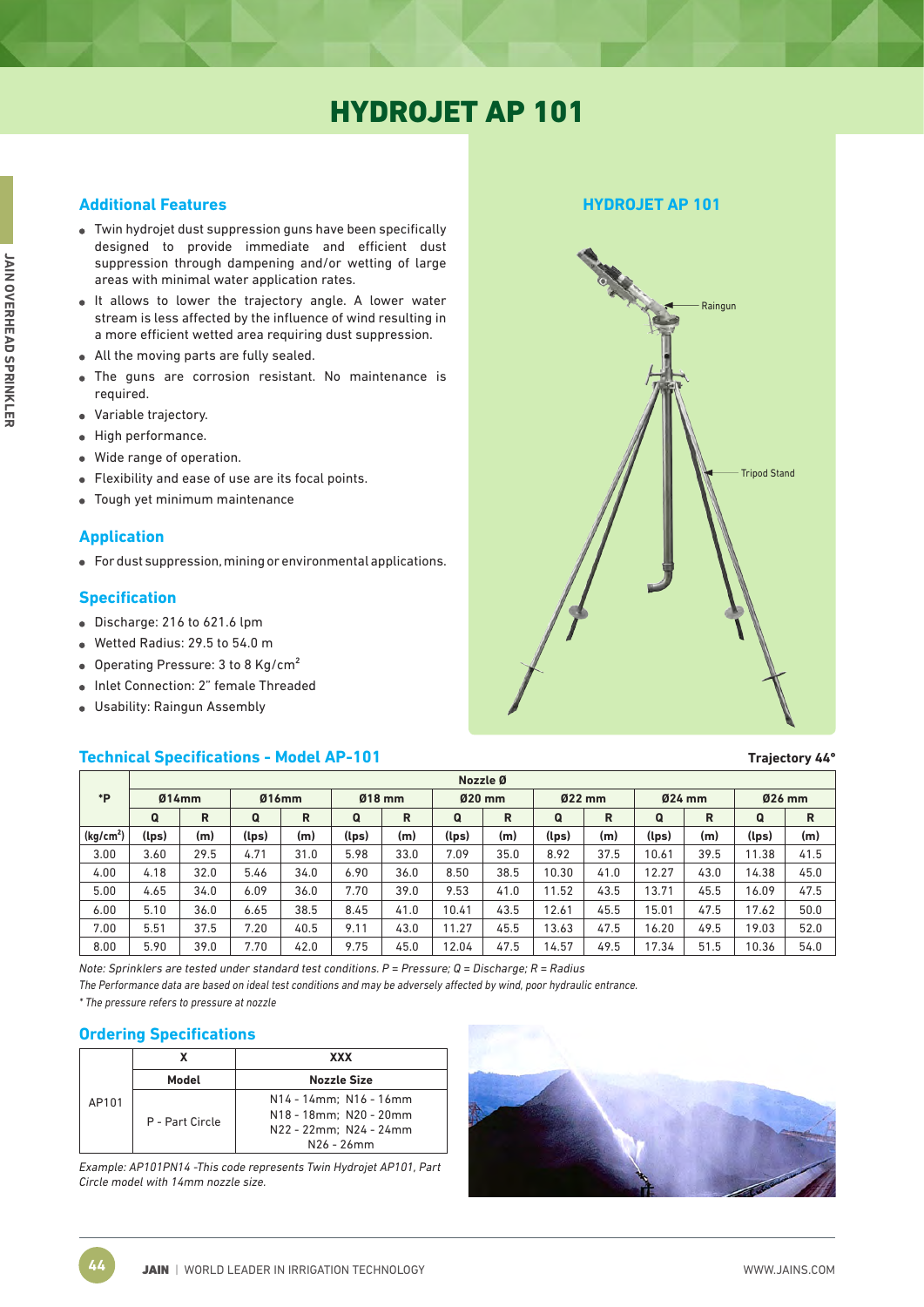# HYDROJET AP 101

## Additional Features

- Twin hydrojet dust suppression guns have been specifically designed to provide immediate and efficient dust suppression through dampening and/or wetting of large areas with minimal water application rates.
- It allows to lower the trajectory angle. A lower water stream is less affected by the influence of wind resulting in a more efficient wetted area requiring dust suppression.
- All the moving parts are fully sealed.
- The guns are corrosion resistant. No maintenance is required.
- Variable trajectory.
- High performance.
- Wide range of operation.
- Flexibility and ease of use are its focal points.
- Tough yet minimum maintenance

## Application

- For dust suppression, mining or environmental applications.

## Specification

- Discharge: 216 to 621.6 lpm
- Wetted Radius: 29.5 to 54.0 m
- Operating Pressure: 3 to 8 Kg/cm$^2$
- Inlet Connection: 2" female Threaded
- Usability: Raingun Assembly

**HYDROJET AP 101**

Raingun

Tripod Stand

## Technical Specifications - Model AP-101

**Trajectory 44°**

| *P | Nozzle Ø | | | | | | | | | | | | | |
|---|---|---|---|---|---|---|---|---|---|---|---|---|---|---|
| | Ø14mm | | Ø16mm | | Ø18 mm | | Ø20 mm | | Ø22 mm | | Ø24 mm | | Ø26 mm | |
| | Q | R | Q | R | Q | R | Q | R | Q | R | Q | R | Q | R |
| (kg/cm$^2$) | (lps) | (m) | (lps) | (m) | (lps) | (m) | (lps) | (m) | (lps) | (m) | (lps) | (m) | (lps) | (m) |
| 3.00 | 3.60 | 29.5 | 4.71 | 31.0 | 5.98 | 33.0 | 7.09 | 35.0 | 8.92 | 37.5 | 10.61 | 39.5 | 11.38 | 41.5 |
| 4.00 | 4.18 | 32.0 | 5.46 | 34.0 | 6.90 | 36.0 | 8.50 | 38.5 | 10.30 | 41.0 | 12.27 | 43.0 | 14.38 | 45.0 |
| 5.00 | 4.65 | 34.0 | 6.09 | 36.0 | 7.70 | 39.0 | 9.53 | 41.0 | 11.52 | 43.5 | 13.71 | 45.5 | 16.09 | 47.5 |
| 6.00 | 5.10 | 36.0 | 6.65 | 38.5 | 8.45 | 41.0 | 10.41 | 43.5 | 12.61 | 45.5 | 15.01 | 47.5 | 17.62 | 50.0 |
| 7.00 | 5.51 | 37.5 | 7.20 | 40.5 | 9.11 | 43.0 | 11.27 | 45.5 | 13.63 | 47.5 | 16.20 | 49.5 | 19.03 | 52.0 |
| 8.00 | 5.90 | 39.0 | 7.70 | 42.0 | 9.75 | 45.0 | 12.04 | 47.5 | 14.57 | 49.5 | 17.34 | 51.5 | 10.36 | 54.0 |

*Note: Sprinklers are tested under standard test conditions. P = Pressure; Q = Discharge; R = Radius*

*The Performance data are based on ideal test conditions and may be adversely affected by wind, poor hydraulic entrance.*

*\* The pressure refers to pressure at nozzle*

## Ordering Specifications

| | X | XXX |
|---|---|---|
| AP101 | Model | Nozzle Size |
| | P - Part Circle | N14 - 14mm; N16 - 16mm<br>N18 - 18mm; N20 - 20mm<br>N22 - 22mm; N24 - 24mm<br>N26 - 26mm |

*Example: AP101PN14 -This code represents Twin Hydrojet AP101, Part Circle model with 14mm nozzle size.*